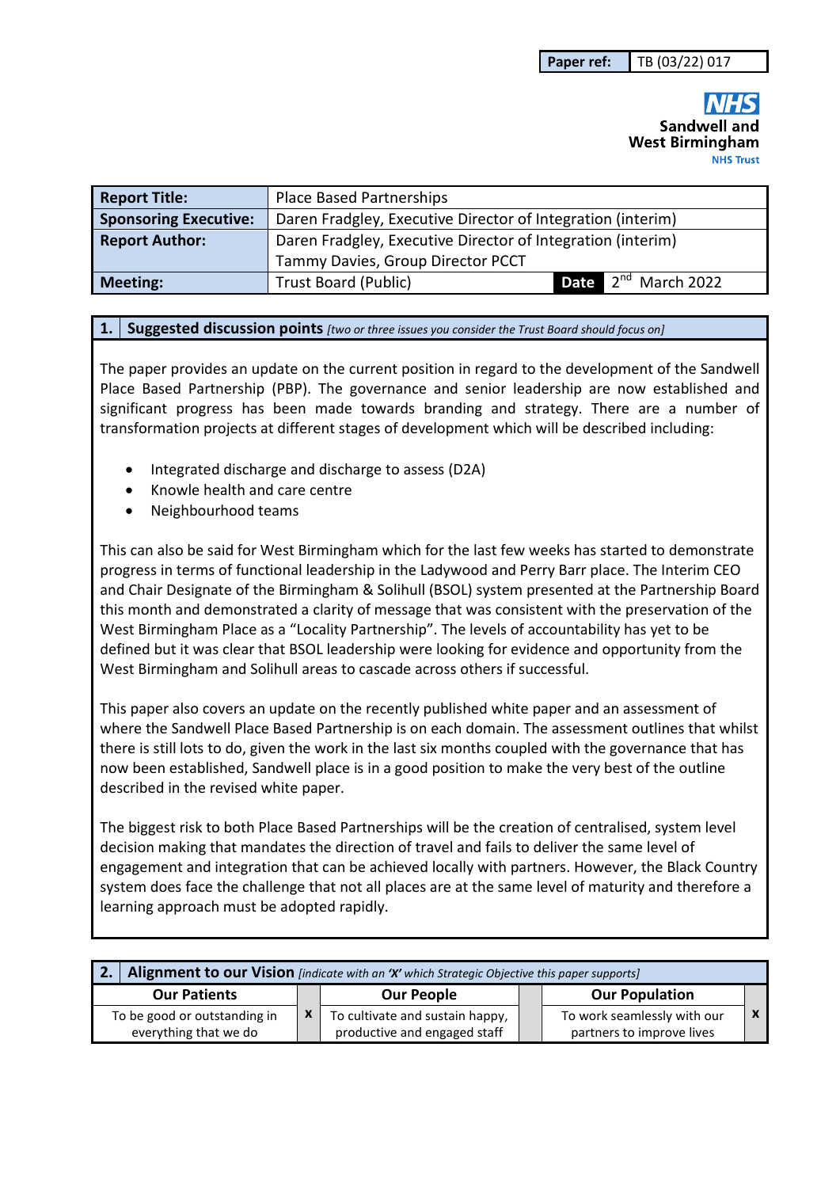| Paper ref: | TB (03/22) 017 |
|---|---|

**NHS**
**Sandwell and West Birmingham**
**NHS Trust**

| Report Title: | Place Based Partnerships | | |
|---|---|---|---|
| Sponsoring Executive: | Daren Fradgley, Executive Director of Integration (interim) | | |
| Report Author: | Daren Fradgley, Executive Director of Integration (interim)<br>Tammy Davies, Group Director PCCT | | |
| Meeting: | Trust Board (Public) | Date | 2nd March 2022 |

## 1. Suggested discussion points *[two or three issues you consider the Trust Board should focus on]*

The paper provides an update on the current position in regard to the development of the Sandwell Place Based Partnership (PBP). The governance and senior leadership are now established and significant progress has been made towards branding and strategy. There are a number of transformation projects at different stages of development which will be described including:

- Integrated discharge and discharge to assess (D2A)
- Knowle health and care centre
- Neighbourhood teams

This can also be said for West Birmingham which for the last few weeks has started to demonstrate progress in terms of functional leadership in the Ladywood and Perry Barr place. The Interim CEO and Chair Designate of the Birmingham & Solihull (BSOL) system presented at the Partnership Board this month and demonstrated a clarity of message that was consistent with the preservation of the West Birmingham Place as a "Locality Partnership". The levels of accountability has yet to be defined but it was clear that BSOL leadership were looking for evidence and opportunity from the West Birmingham and Solihull areas to cascade across others if successful.

This paper also covers an update on the recently published white paper and an assessment of where the Sandwell Place Based Partnership is on each domain. The assessment outlines that whilst there is still lots to do, given the work in the last six months coupled with the governance that has now been established, Sandwell place is in a good position to make the very best of the outline described in the revised white paper.

The biggest risk to both Place Based Partnerships will be the creation of centralised, system level decision making that mandates the direction of travel and fails to deliver the same level of engagement and integration that can be achieved locally with partners. However, the Black Country system does face the challenge that not all places are at the same level of maturity and therefore a learning approach must be adopted rapidly.

## 2. Alignment to our Vision *[indicate with an 'X' which Strategic Objective this paper supports]*

| Our Patients | | Our People | | Our Population | |
|---|---|---|---|---|---|
| To be good or outstanding in everything that we do | X | To cultivate and sustain happy, productive and engaged staff | | To work seamlessly with our partners to improve lives | X |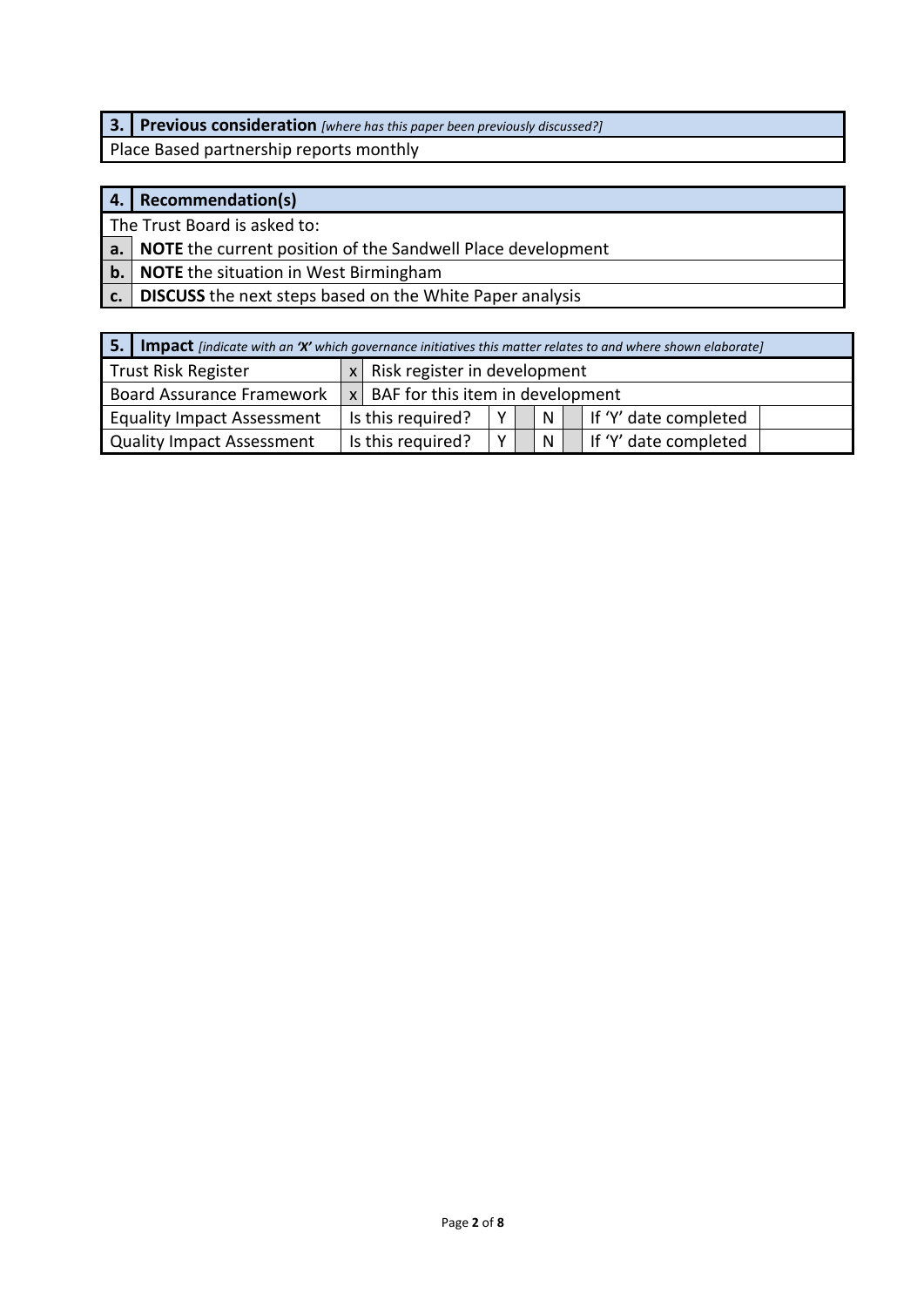| 3. | **Previous consideration** *[where has this paper been previously discussed?]* |
|---|---|
| Place Based partnership reports monthly | |

| 4. | **Recommendation(s)** |
|---|---|
| The Trust Board is asked to: | |
| a. | **NOTE** the current position of the Sandwell Place development |
| b. | **NOTE** the situation in West Birmingham |
| c. | **DISCUSS** the next steps based on the White Paper analysis |

| 5. **Impact** *[indicate with an 'X' which governance initiatives this matter relates to and where shown elaborate]* | | | | | | | |
|---|---|---|---|---|---|---|---|
| Trust Risk Register | x | Risk register in development | | | | | |
| Board Assurance Framework | x | BAF for this item in development | | | | | |
| Equality Impact Assessment | Is this required? | Y | | N | | If 'Y' date completed | |
| Quality Impact Assessment | Is this required? | Y | | N | | If 'Y' date completed | |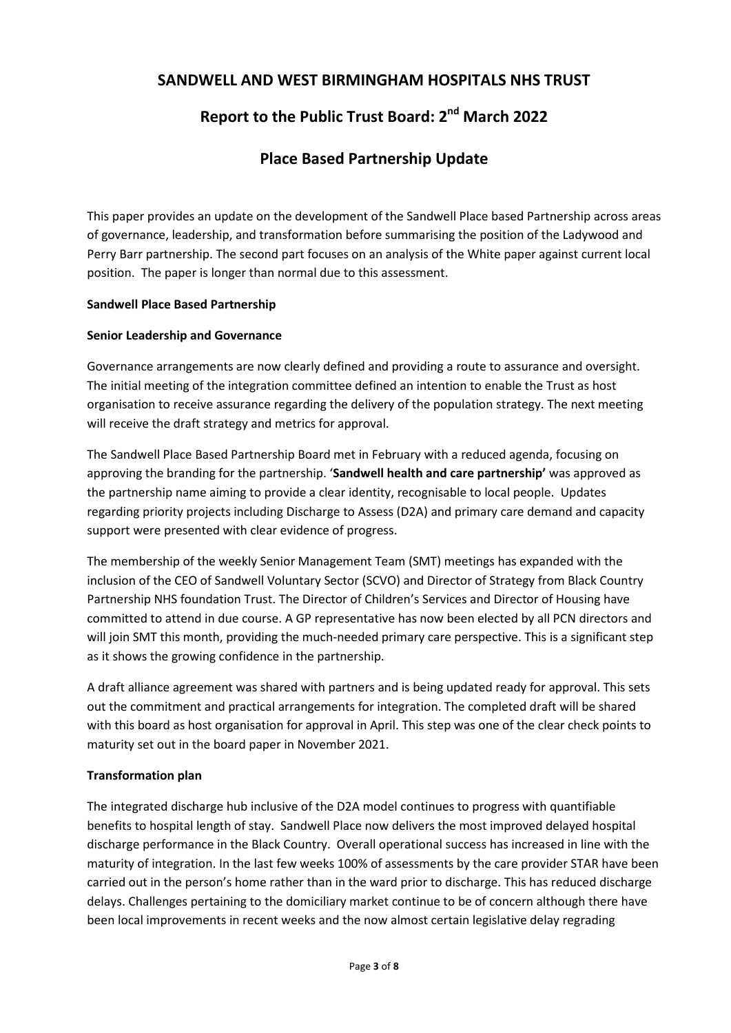# SANDWELL AND WEST BIRMINGHAM HOSPITALS NHS TRUST

## Report to the Public Trust Board: 2nd March 2022

## Place Based Partnership Update

This paper provides an update on the development of the Sandwell Place based Partnership across areas of governance, leadership, and transformation before summarising the position of the Ladywood and Perry Barr partnership. The second part focuses on an analysis of the White paper against current local position. The paper is longer than normal due to this assessment.

**Sandwell Place Based Partnership**

**Senior Leadership and Governance**

Governance arrangements are now clearly defined and providing a route to assurance and oversight. The initial meeting of the integration committee defined an intention to enable the Trust as host organisation to receive assurance regarding the delivery of the population strategy. The next meeting will receive the draft strategy and metrics for approval.

The Sandwell Place Based Partnership Board met in February with a reduced agenda, focusing on approving the branding for the partnership. '**Sandwell health and care partnership'** was approved as the partnership name aiming to provide a clear identity, recognisable to local people. Updates regarding priority projects including Discharge to Assess (D2A) and primary care demand and capacity support were presented with clear evidence of progress.

The membership of the weekly Senior Management Team (SMT) meetings has expanded with the inclusion of the CEO of Sandwell Voluntary Sector (SCVO) and Director of Strategy from Black Country Partnership NHS foundation Trust. The Director of Children's Services and Director of Housing have committed to attend in due course. A GP representative has now been elected by all PCN directors and will join SMT this month, providing the much-needed primary care perspective. This is a significant step as it shows the growing confidence in the partnership.

A draft alliance agreement was shared with partners and is being updated ready for approval. This sets out the commitment and practical arrangements for integration. The completed draft will be shared with this board as host organisation for approval in April. This step was one of the clear check points to maturity set out in the board paper in November 2021.

**Transformation plan**

The integrated discharge hub inclusive of the D2A model continues to progress with quantifiable benefits to hospital length of stay. Sandwell Place now delivers the most improved delayed hospital discharge performance in the Black Country. Overall operational success has increased in line with the maturity of integration. In the last few weeks 100% of assessments by the care provider STAR have been carried out in the person's home rather than in the ward prior to discharge. This has reduced discharge delays. Challenges pertaining to the domiciliary market continue to be of concern although there have been local improvements in recent weeks and the now almost certain legislative delay regrading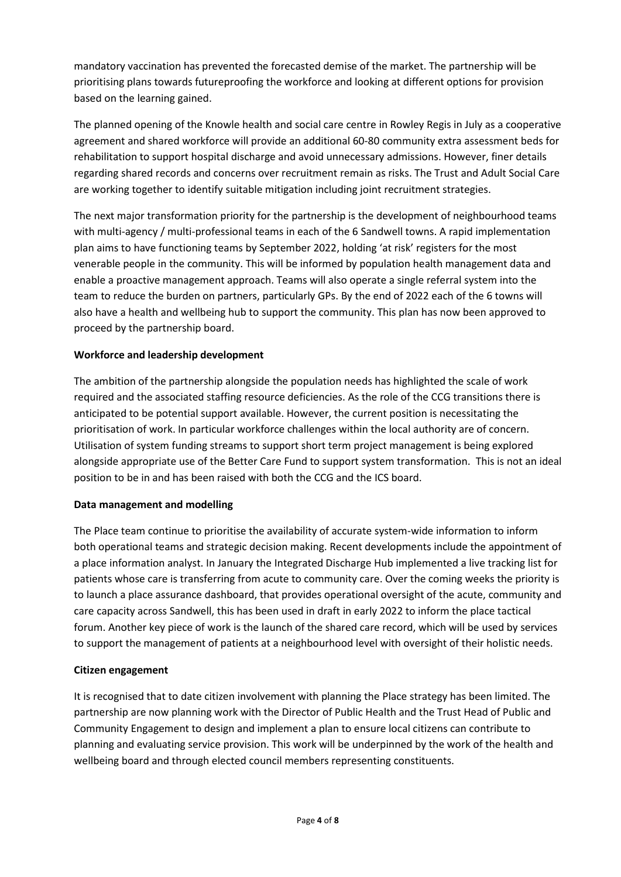mandatory vaccination has prevented the forecasted demise of the market. The partnership will be prioritising plans towards futureproofing the workforce and looking at different options for provision based on the learning gained.

The planned opening of the Knowle health and social care centre in Rowley Regis in July as a cooperative agreement and shared workforce will provide an additional 60-80 community extra assessment beds for rehabilitation to support hospital discharge and avoid unnecessary admissions. However, finer details regarding shared records and concerns over recruitment remain as risks. The Trust and Adult Social Care are working together to identify suitable mitigation including joint recruitment strategies.

The next major transformation priority for the partnership is the development of neighbourhood teams with multi-agency / multi-professional teams in each of the 6 Sandwell towns. A rapid implementation plan aims to have functioning teams by September 2022, holding 'at risk' registers for the most venerable people in the community. This will be informed by population health management data and enable a proactive management approach. Teams will also operate a single referral system into the team to reduce the burden on partners, particularly GPs. By the end of 2022 each of the 6 towns will also have a health and wellbeing hub to support the community. This plan has now been approved to proceed by the partnership board.

**Workforce and leadership development**

The ambition of the partnership alongside the population needs has highlighted the scale of work required and the associated staffing resource deficiencies. As the role of the CCG transitions there is anticipated to be potential support available. However, the current position is necessitating the prioritisation of work. In particular workforce challenges within the local authority are of concern. Utilisation of system funding streams to support short term project management is being explored alongside appropriate use of the Better Care Fund to support system transformation. This is not an ideal position to be in and has been raised with both the CCG and the ICS board.

**Data management and modelling**

The Place team continue to prioritise the availability of accurate system-wide information to inform both operational teams and strategic decision making. Recent developments include the appointment of a place information analyst. In January the Integrated Discharge Hub implemented a live tracking list for patients whose care is transferring from acute to community care. Over the coming weeks the priority is to launch a place assurance dashboard, that provides operational oversight of the acute, community and care capacity across Sandwell, this has been used in draft in early 2022 to inform the place tactical forum. Another key piece of work is the launch of the shared care record, which will be used by services to support the management of patients at a neighbourhood level with oversight of their holistic needs.

**Citizen engagement**

It is recognised that to date citizen involvement with planning the Place strategy has been limited. The partnership are now planning work with the Director of Public Health and the Trust Head of Public and Community Engagement to design and implement a plan to ensure local citizens can contribute to planning and evaluating service provision. This work will be underpinned by the work of the health and wellbeing board and through elected council members representing constituents.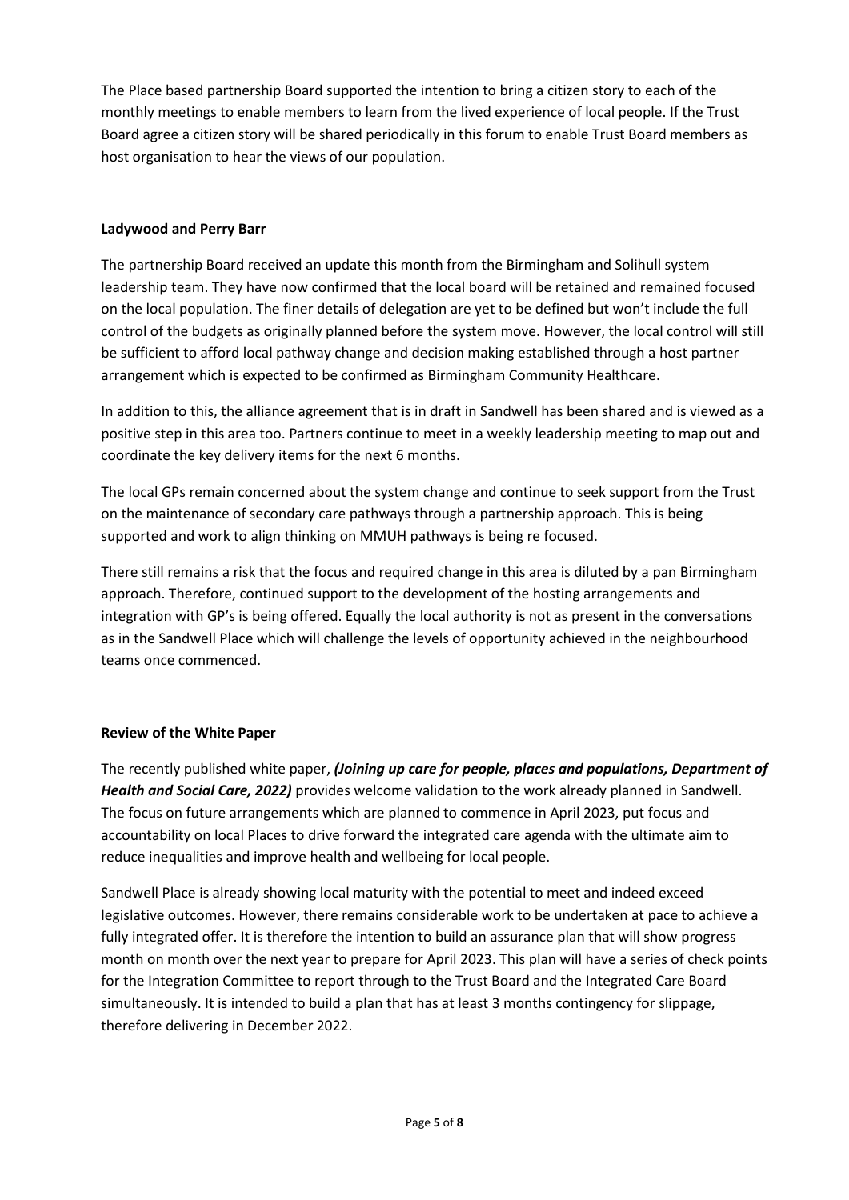The Place based partnership Board supported the intention to bring a citizen story to each of the monthly meetings to enable members to learn from the lived experience of local people. If the Trust Board agree a citizen story will be shared periodically in this forum to enable Trust Board members as host organisation to hear the views of our population.

**Ladywood and Perry Barr**

The partnership Board received an update this month from the Birmingham and Solihull system leadership team. They have now confirmed that the local board will be retained and remained focused on the local population. The finer details of delegation are yet to be defined but won't include the full control of the budgets as originally planned before the system move. However, the local control will still be sufficient to afford local pathway change and decision making established through a host partner arrangement which is expected to be confirmed as Birmingham Community Healthcare.

In addition to this, the alliance agreement that is in draft in Sandwell has been shared and is viewed as a positive step in this area too. Partners continue to meet in a weekly leadership meeting to map out and coordinate the key delivery items for the next 6 months.

The local GPs remain concerned about the system change and continue to seek support from the Trust on the maintenance of secondary care pathways through a partnership approach. This is being supported and work to align thinking on MMUH pathways is being re focused.

There still remains a risk that the focus and required change in this area is diluted by a pan Birmingham approach. Therefore, continued support to the development of the hosting arrangements and integration with GP's is being offered. Equally the local authority is not as present in the conversations as in the Sandwell Place which will challenge the levels of opportunity achieved in the neighbourhood teams once commenced.

**Review of the White Paper**

The recently published white paper, ***(Joining up care for people, places and populations, Department of Health and Social Care, 2022)*** provides welcome validation to the work already planned in Sandwell. The focus on future arrangements which are planned to commence in April 2023, put focus and accountability on local Places to drive forward the integrated care agenda with the ultimate aim to reduce inequalities and improve health and wellbeing for local people.

Sandwell Place is already showing local maturity with the potential to meet and indeed exceed legislative outcomes. However, there remains considerable work to be undertaken at pace to achieve a fully integrated offer. It is therefore the intention to build an assurance plan that will show progress month on month over the next year to prepare for April 2023. This plan will have a series of check points for the Integration Committee to report through to the Trust Board and the Integrated Care Board simultaneously. It is intended to build a plan that has at least 3 months contingency for slippage, therefore delivering in December 2022.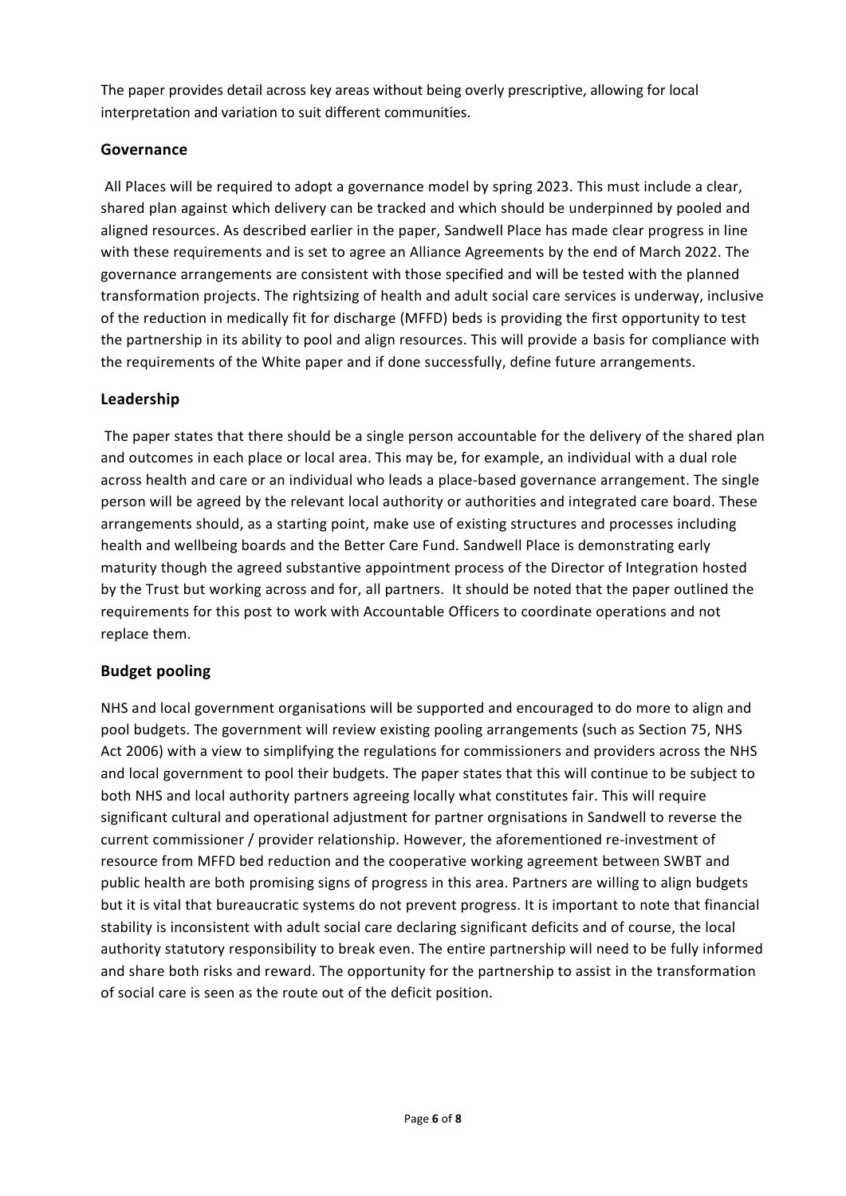The paper provides detail across key areas without being overly prescriptive, allowing for local interpretation and variation to suit different communities.

## Governance

All Places will be required to adopt a governance model by spring 2023. This must include a clear, shared plan against which delivery can be tracked and which should be underpinned by pooled and aligned resources. As described earlier in the paper, Sandwell Place has made clear progress in line with these requirements and is set to agree an Alliance Agreements by the end of March 2022. The governance arrangements are consistent with those specified and will be tested with the planned transformation projects. The rightsizing of health and adult social care services is underway, inclusive of the reduction in medically fit for discharge (MFFD) beds is providing the first opportunity to test the partnership in its ability to pool and align resources. This will provide a basis for compliance with the requirements of the White paper and if done successfully, define future arrangements.

## Leadership

The paper states that there should be a single person accountable for the delivery of the shared plan and outcomes in each place or local area. This may be, for example, an individual with a dual role across health and care or an individual who leads a place-based governance arrangement. The single person will be agreed by the relevant local authority or authorities and integrated care board. These arrangements should, as a starting point, make use of existing structures and processes including health and wellbeing boards and the Better Care Fund. Sandwell Place is demonstrating early maturity though the agreed substantive appointment process of the Director of Integration hosted by the Trust but working across and for, all partners. It should be noted that the paper outlined the requirements for this post to work with Accountable Officers to coordinate operations and not replace them.

## Budget pooling

NHS and local government organisations will be supported and encouraged to do more to align and pool budgets. The government will review existing pooling arrangements (such as Section 75, NHS Act 2006) with a view to simplifying the regulations for commissioners and providers across the NHS and local government to pool their budgets. The paper states that this will continue to be subject to both NHS and local authority partners agreeing locally what constitutes fair. This will require significant cultural and operational adjustment for partner orgnisations in Sandwell to reverse the current commissioner / provider relationship. However, the aforementioned re-investment of resource from MFFD bed reduction and the cooperative working agreement between SWBT and public health are both promising signs of progress in this area. Partners are willing to align budgets but it is vital that bureaucratic systems do not prevent progress. It is important to note that financial stability is inconsistent with adult social care declaring significant deficits and of course, the local authority statutory responsibility to break even. The entire partnership will need to be fully informed and share both risks and reward. The opportunity for the partnership to assist in the transformation of social care is seen as the route out of the deficit position.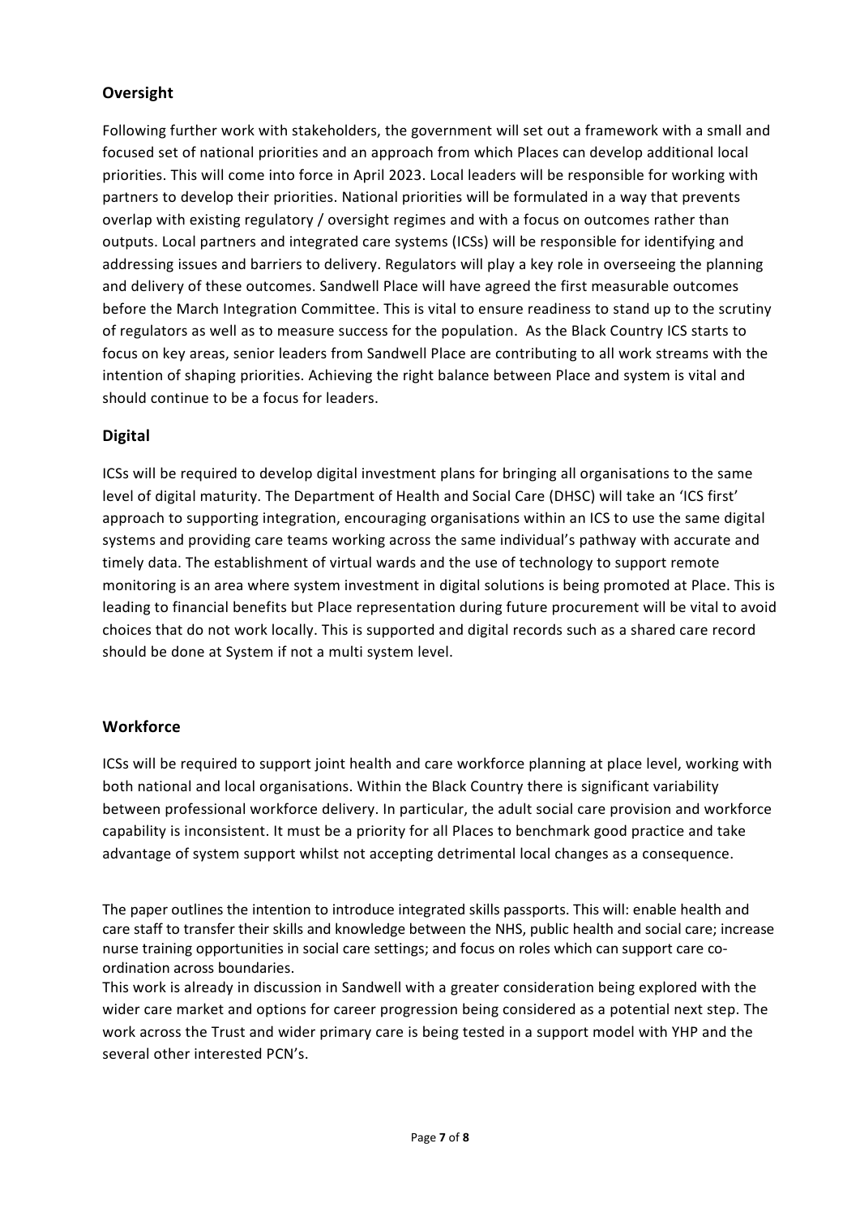## Oversight

Following further work with stakeholders, the government will set out a framework with a small and focused set of national priorities and an approach from which Places can develop additional local priorities. This will come into force in April 2023. Local leaders will be responsible for working with partners to develop their priorities. National priorities will be formulated in a way that prevents overlap with existing regulatory / oversight regimes and with a focus on outcomes rather than outputs. Local partners and integrated care systems (ICSs) will be responsible for identifying and addressing issues and barriers to delivery. Regulators will play a key role in overseeing the planning and delivery of these outcomes. Sandwell Place will have agreed the first measurable outcomes before the March Integration Committee. This is vital to ensure readiness to stand up to the scrutiny of regulators as well as to measure success for the population. As the Black Country ICS starts to focus on key areas, senior leaders from Sandwell Place are contributing to all work streams with the intention of shaping priorities. Achieving the right balance between Place and system is vital and should continue to be a focus for leaders.

## Digital

ICSs will be required to develop digital investment plans for bringing all organisations to the same level of digital maturity. The Department of Health and Social Care (DHSC) will take an 'ICS first' approach to supporting integration, encouraging organisations within an ICS to use the same digital systems and providing care teams working across the same individual's pathway with accurate and timely data. The establishment of virtual wards and the use of technology to support remote monitoring is an area where system investment in digital solutions is being promoted at Place. This is leading to financial benefits but Place representation during future procurement will be vital to avoid choices that do not work locally. This is supported and digital records such as a shared care record should be done at System if not a multi system level.

## Workforce

ICSs will be required to support joint health and care workforce planning at place level, working with both national and local organisations. Within the Black Country there is significant variability between professional workforce delivery. In particular, the adult social care provision and workforce capability is inconsistent. It must be a priority for all Places to benchmark good practice and take advantage of system support whilst not accepting detrimental local changes as a consequence.

The paper outlines the intention to introduce integrated skills passports. This will: enable health and care staff to transfer their skills and knowledge between the NHS, public health and social care; increase nurse training opportunities in social care settings; and focus on roles which can support care co-ordination across boundaries.

This work is already in discussion in Sandwell with a greater consideration being explored with the wider care market and options for career progression being considered as a potential next step. The work across the Trust and wider primary care is being tested in a support model with YHP and the several other interested PCN's.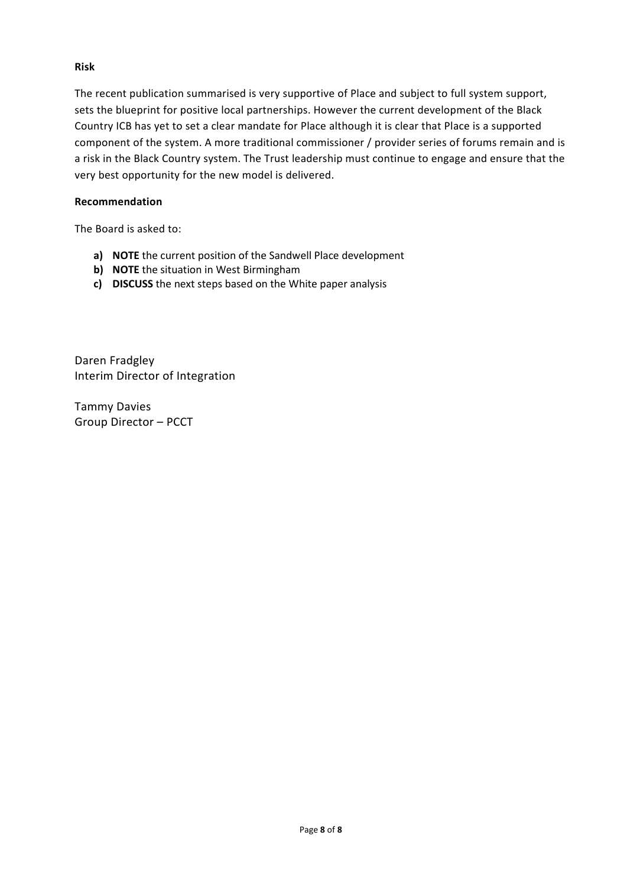**Risk**

The recent publication summarised is very supportive of Place and subject to full system support, sets the blueprint for positive local partnerships. However the current development of the Black Country ICB has yet to set a clear mandate for Place although it is clear that Place is a supported component of the system. A more traditional commissioner / provider series of forums remain and is a risk in the Black Country system. The Trust leadership must continue to engage and ensure that the very best opportunity for the new model is delivered.

**Recommendation**

The Board is asked to:

a) **NOTE** the current position of the Sandwell Place development
b) **NOTE** the situation in West Birmingham
c) **DISCUSS** the next steps based on the White paper analysis

Daren Fradgley
Interim Director of Integration

Tammy Davies
Group Director – PCCT